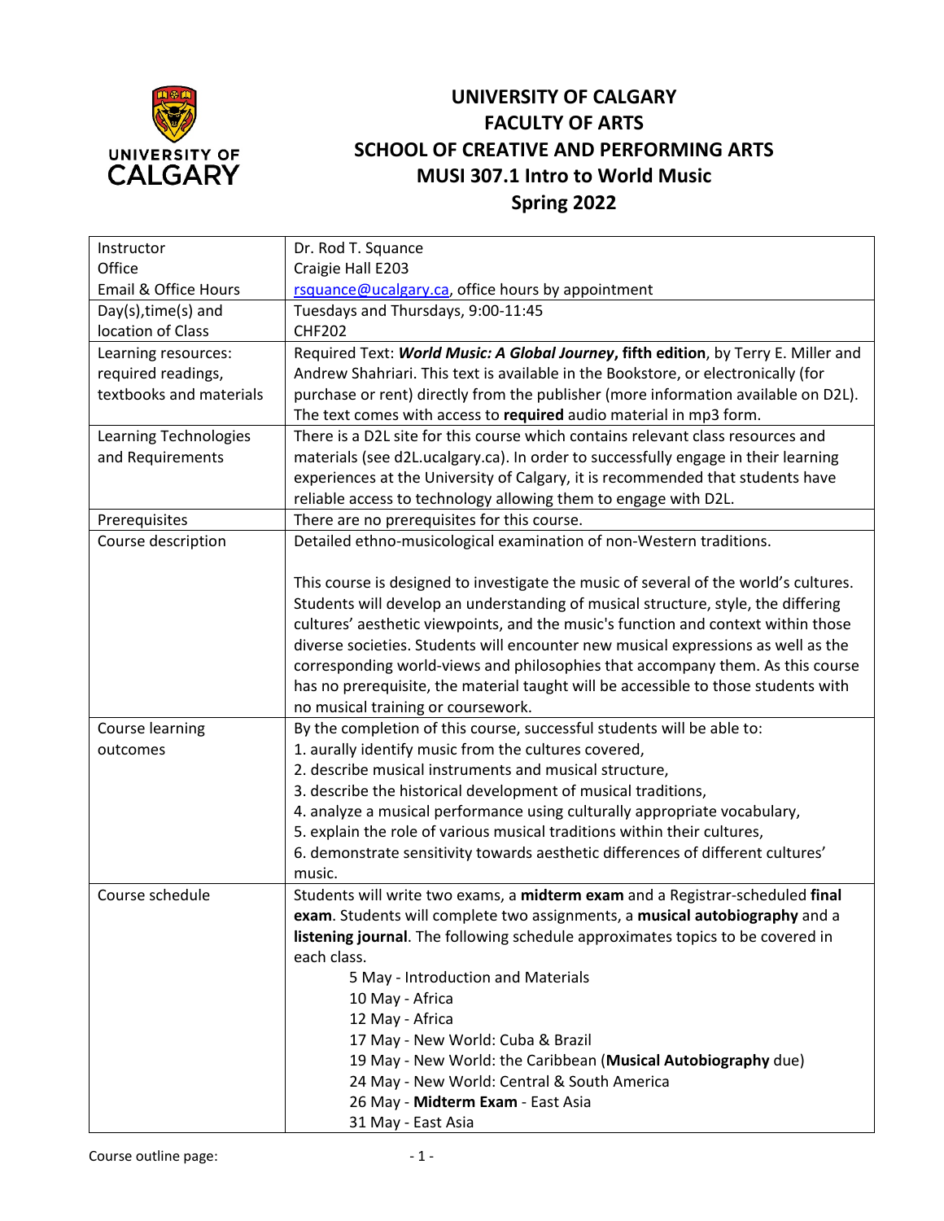# UNIVERSITY OF CALGARY
## FACULTY OF ARTS
## SCHOOL OF CREATIVE AND PERFORMING ARTS
## MUSI 307.1 Intro to World Music
## Spring 2022

| | |
|---|---|
| Instructor<br>Office<br>Email & Office Hours | Dr. Rod T. Squance<br>Craigie Hall E203<br>rsquance@ucalgary.ca, office hours by appointment |
| Day(s),time(s) and location of Class | Tuesdays and Thursdays, 9:00-11:45<br>CHF202 |
| Learning resources: required readings, textbooks and materials | Required Text: ***World Music: A Global Journey*, fifth edition**, by Terry E. Miller and Andrew Shahriari. This text is available in the Bookstore, or electronically (for purchase or rent) directly from the publisher (more information available on D2L). The text comes with access to **required** audio material in mp3 form. |
| Learning Technologies and Requirements | There is a D2L site for this course which contains relevant class resources and materials (see d2L.ucalgary.ca). In order to successfully engage in their learning experiences at the University of Calgary, it is recommended that students have reliable access to technology allowing them to engage with D2L. |
| Prerequisites | There are no prerequisites for this course. |
| Course description | Detailed ethno-musicological examination of non-Western traditions.<br><br>This course is designed to investigate the music of several of the world's cultures. Students will develop an understanding of musical structure, style, the differing cultures' aesthetic viewpoints, and the music's function and context within those diverse societies. Students will encounter new musical expressions as well as the corresponding world-views and philosophies that accompany them. As this course has no prerequisite, the material taught will be accessible to those students with no musical training or coursework. |
| Course learning outcomes | By the completion of this course, successful students will be able to:<br>1. aurally identify music from the cultures covered,<br>2. describe musical instruments and musical structure,<br>3. describe the historical development of musical traditions,<br>4. analyze a musical performance using culturally appropriate vocabulary,<br>5. explain the role of various musical traditions within their cultures,<br>6. demonstrate sensitivity towards aesthetic differences of different cultures' music. |
| Course schedule | Students will write two exams, a **midterm exam** and a Registrar-scheduled **final exam**. Students will complete two assignments, a **musical autobiography** and a **listening journal**. The following schedule approximates topics to be covered in each class.<br>5 May - Introduction and Materials<br>10 May - Africa<br>12 May - Africa<br>17 May - New World: Cuba & Brazil<br>19 May - New World: the Caribbean (**Musical Autobiography** due)<br>24 May - New World: Central & South America<br>26 May - **Midterm Exam** - East Asia<br>31 May - East Asia |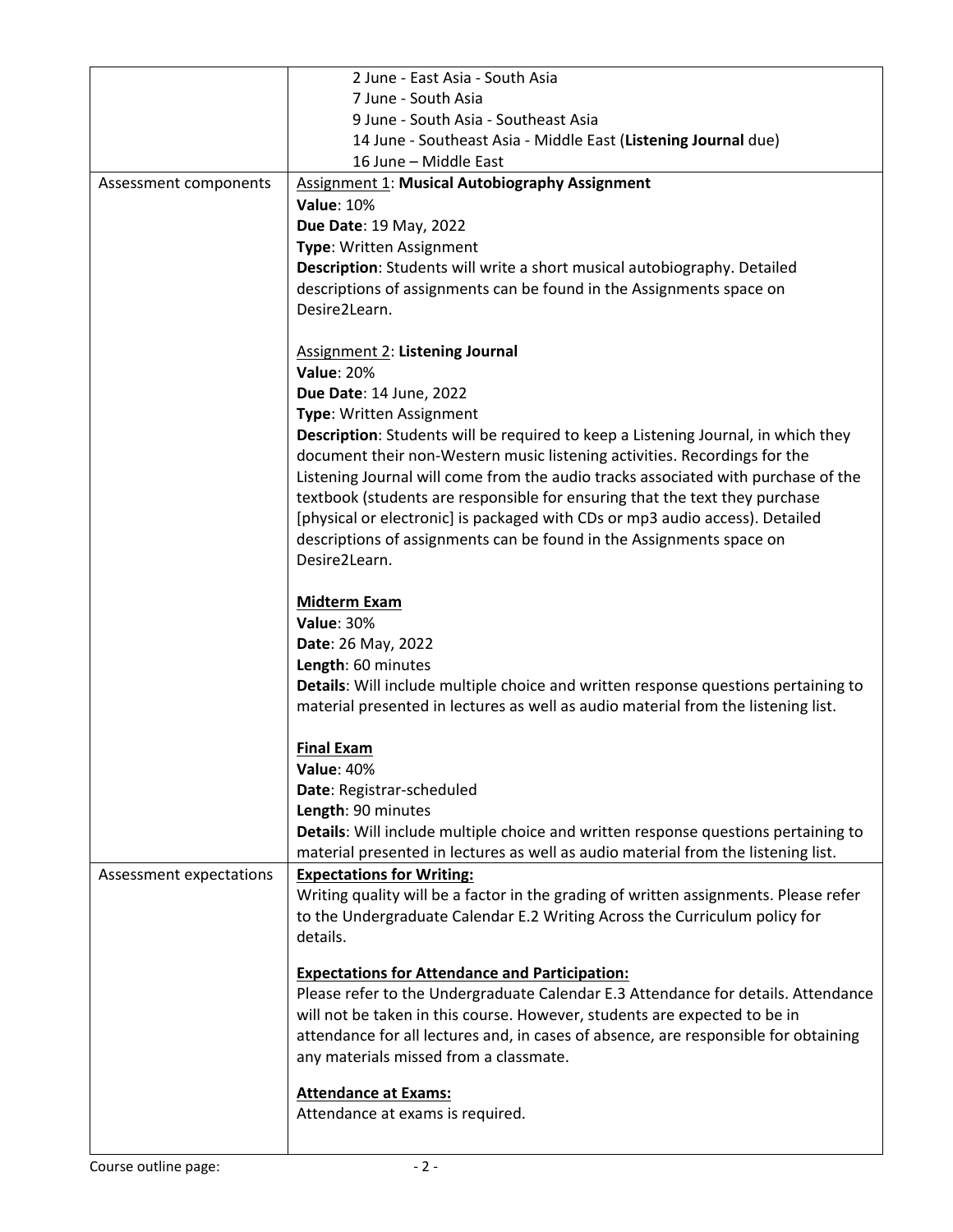| | |
|---|---|
| | 2 June - East Asia - South Asia<br>7 June - South Asia<br>9 June - South Asia - Southeast Asia<br>14 June - Southeast Asia - Middle East (**Listening Journal** due)<br>16 June – Middle East |
| Assessment components | <u>Assignment 1</u>: **Musical Autobiography Assignment**<br>**Value**: 10%<br>**Due Date**: 19 May, 2022<br>**Type**: Written Assignment<br>**Description**: Students will write a short musical autobiography. Detailed descriptions of assignments can be found in the Assignments space on Desire2Learn.<br><br><u>Assignment 2</u>: **Listening Journal**<br>**Value**: 20%<br>**Due Date**: 14 June, 2022<br>**Type**: Written Assignment<br>**Description**: Students will be required to keep a Listening Journal, in which they document their non-Western music listening activities. Recordings for the Listening Journal will come from the audio tracks associated with purchase of the textbook (students are responsible for ensuring that the text they purchase [physical or electronic] is packaged with CDs or mp3 audio access). Detailed descriptions of assignments can be found in the Assignments space on Desire2Learn.<br><br>**<u>Midterm Exam</u>**<br>**Value**: 30%<br>**Date**: 26 May, 2022<br>**Length**: 60 minutes<br>**Details**: Will include multiple choice and written response questions pertaining to material presented in lectures as well as audio material from the listening list.<br><br>**<u>Final Exam</u>**<br>**Value**: 40%<br>**Date**: Registrar-scheduled<br>**Length**: 90 minutes<br>**Details**: Will include multiple choice and written response questions pertaining to material presented in lectures as well as audio material from the listening list. |
| Assessment expectations | **<u>Expectations for Writing:</u>**<br>Writing quality will be a factor in the grading of written assignments. Please refer to the Undergraduate Calendar E.2 Writing Across the Curriculum policy for details.<br><br>**<u>Expectations for Attendance and Participation:</u>**<br>Please refer to the Undergraduate Calendar E.3 Attendance for details. Attendance will not be taken in this course. However, students are expected to be in attendance for all lectures and, in cases of absence, are responsible for obtaining any materials missed from a classmate.<br><br>**<u>Attendance at Exams:</u>**<br>Attendance at exams is required. |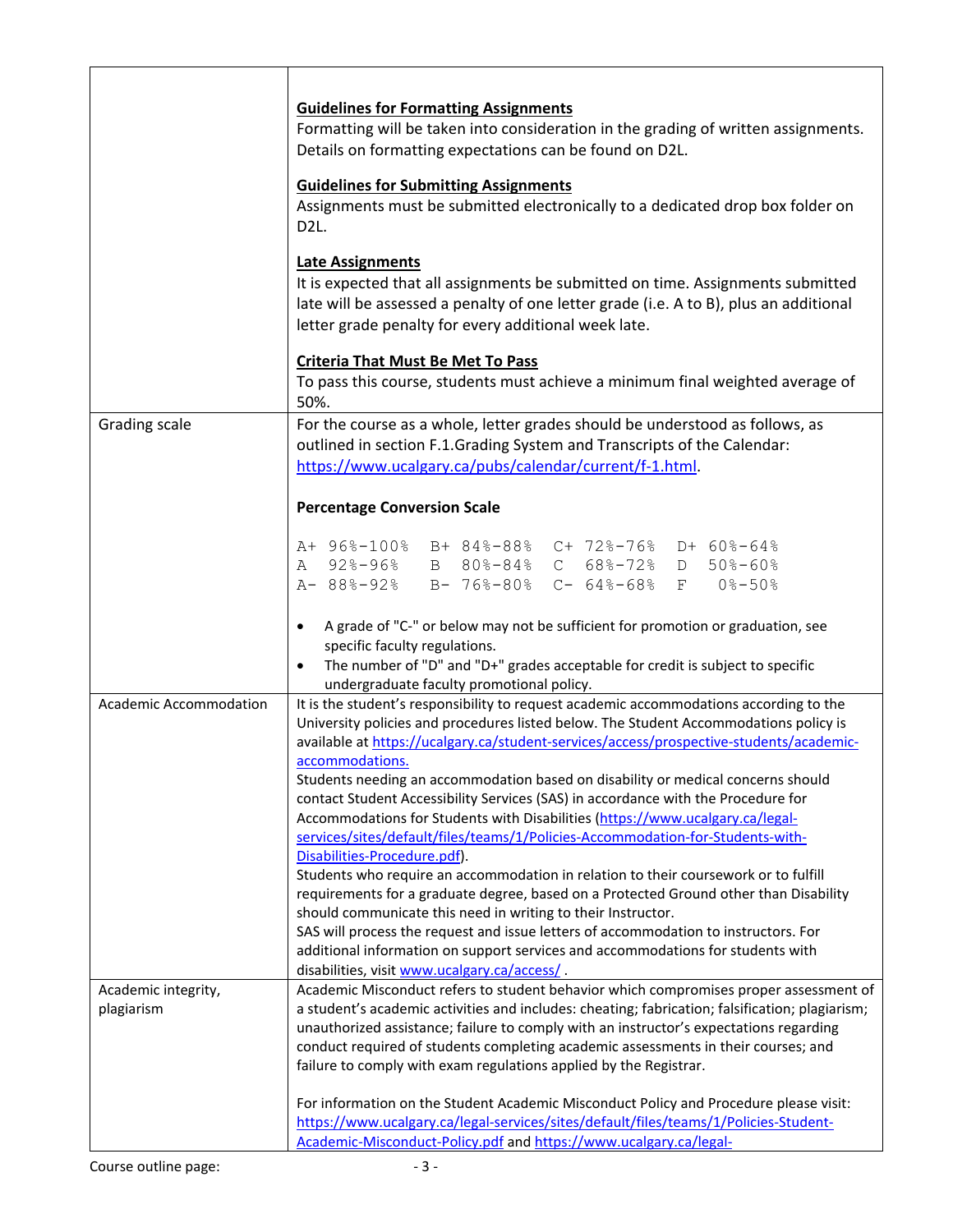| | |
|---|---|
| | **Guidelines for Formatting Assignments**<br>Formatting will be taken into consideration in the grading of written assignments. Details on formatting expectations can be found on D2L.<br><br>**Guidelines for Submitting Assignments**<br>Assignments must be submitted electronically to a dedicated drop box folder on D2L.<br><br>**Late Assignments**<br>It is expected that all assignments be submitted on time. Assignments submitted late will be assessed a penalty of one letter grade (i.e. A to B), plus an additional letter grade penalty for every additional week late.<br><br>**Criteria That Must Be Met To Pass**<br>To pass this course, students must achieve a minimum final weighted average of 50%. |
| Grading scale | For the course as a whole, letter grades should be understood as follows, as outlined in section F.1.Grading System and Transcripts of the Calendar: https://www.ucalgary.ca/pubs/calendar/current/f-1.html.<br><br>**Percentage Conversion Scale**<br><br>A+ 96%-100% B+ 84%-88% C+ 72%-76% D+ 60%-64%<br>A 92%-96% B 80%-84% C 68%-72% D 50%-60%<br>A- 88%-92% B- 76%-80% C- 64%-68% F 0%-50%<br><br>• A grade of "C-" or below may not be sufficient for promotion or graduation, see specific faculty regulations.<br>• The number of "D" and "D+" grades acceptable for credit is subject to specific undergraduate faculty promotional policy. |
| Academic Accommodation | It is the student's responsibility to request academic accommodations according to the University policies and procedures listed below. The Student Accommodations policy is available at https://ucalgary.ca/student-services/access/prospective-students/academic-accommodations.<br>Students needing an accommodation based on disability or medical concerns should contact Student Accessibility Services (SAS) in accordance with the Procedure for Accommodations for Students with Disabilities (https://www.ucalgary.ca/legal-services/sites/default/files/teams/1/Policies-Accommodation-for-Students-with-Disabilities-Procedure.pdf).<br>Students who require an accommodation in relation to their coursework or to fulfill requirements for a graduate degree, based on a Protected Ground other than Disability should communicate this need in writing to their Instructor.<br>SAS will process the request and issue letters of accommodation to instructors. For additional information on support services and accommodations for students with disabilities, visit www.ucalgary.ca/access/ . |
| Academic integrity, plagiarism | Academic Misconduct refers to student behavior which compromises proper assessment of a student's academic activities and includes: cheating; fabrication; falsification; plagiarism; unauthorized assistance; failure to comply with an instructor's expectations regarding conduct required of students completing academic assessments in their courses; and failure to comply with exam regulations applied by the Registrar.<br><br>For information on the Student Academic Misconduct Policy and Procedure please visit: https://www.ucalgary.ca/legal-services/sites/default/files/teams/1/Policies-Student-Academic-Misconduct-Policy.pdf and https://www.ucalgary.ca/legal- |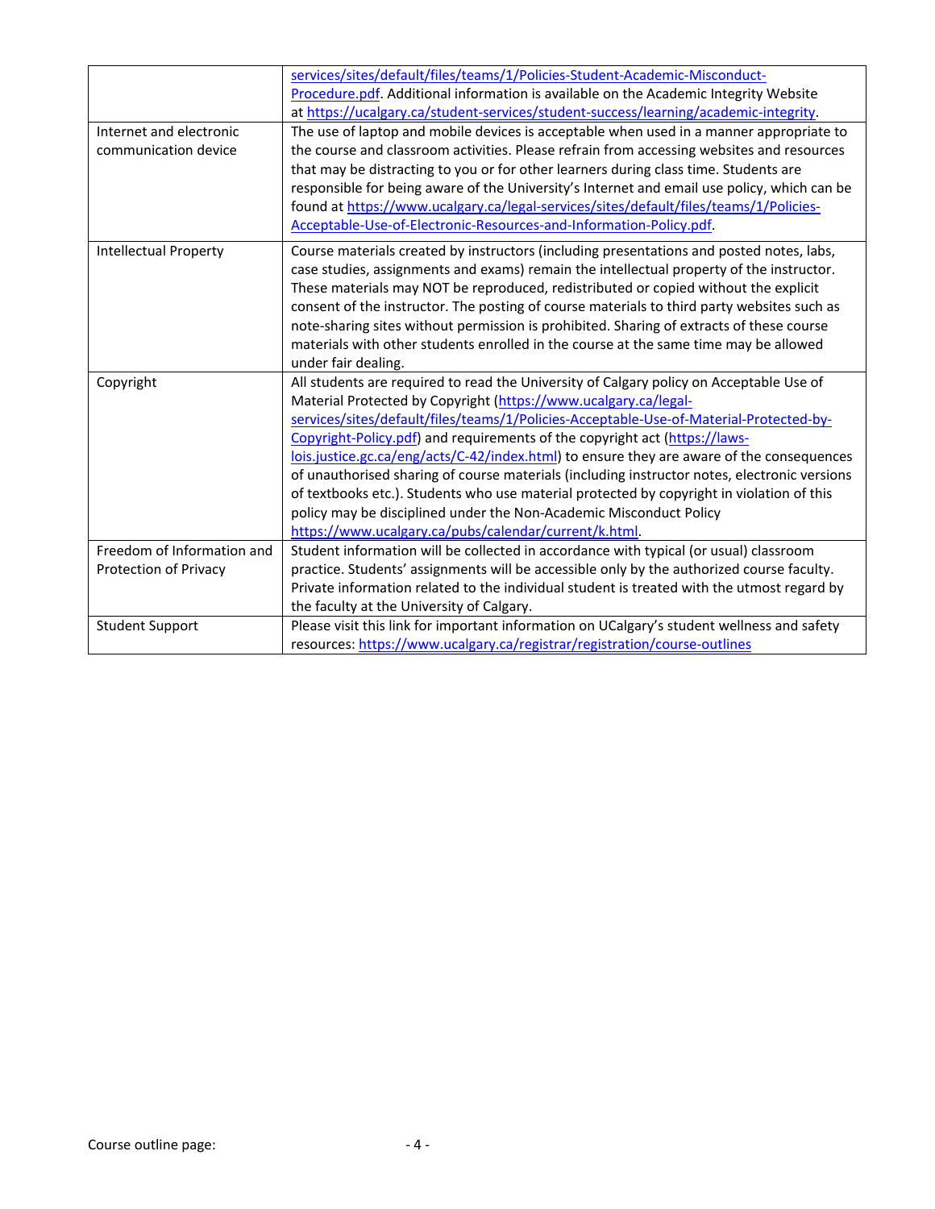| | |
|---|---|
| | services/sites/default/files/teams/1/Policies-Student-Academic-Misconduct-Procedure.pdf. Additional information is available on the Academic Integrity Website at https://ucalgary.ca/student-services/student-success/learning/academic-integrity. |
| Internet and electronic communication device | The use of laptop and mobile devices is acceptable when used in a manner appropriate to the course and classroom activities. Please refrain from accessing websites and resources that may be distracting to you or for other learners during class time. Students are responsible for being aware of the University's Internet and email use policy, which can be found at https://www.ucalgary.ca/legal-services/sites/default/files/teams/1/Policies-Acceptable-Use-of-Electronic-Resources-and-Information-Policy.pdf. |
| Intellectual Property | Course materials created by instructors (including presentations and posted notes, labs, case studies, assignments and exams) remain the intellectual property of the instructor. These materials may NOT be reproduced, redistributed or copied without the explicit consent of the instructor. The posting of course materials to third party websites such as note-sharing sites without permission is prohibited. Sharing of extracts of these course materials with other students enrolled in the course at the same time may be allowed under fair dealing. |
| Copyright | All students are required to read the University of Calgary policy on Acceptable Use of Material Protected by Copyright (https://www.ucalgary.ca/legal-services/sites/default/files/teams/1/Policies-Acceptable-Use-of-Material-Protected-by-Copyright-Policy.pdf) and requirements of the copyright act (https://laws-lois.justice.gc.ca/eng/acts/C-42/index.html) to ensure they are aware of the consequences of unauthorised sharing of course materials (including instructor notes, electronic versions of textbooks etc.). Students who use material protected by copyright in violation of this policy may be disciplined under the Non-Academic Misconduct Policy https://www.ucalgary.ca/pubs/calendar/current/k.html. |
| Freedom of Information and Protection of Privacy | Student information will be collected in accordance with typical (or usual) classroom practice. Students' assignments will be accessible only by the authorized course faculty. Private information related to the individual student is treated with the utmost regard by the faculty at the University of Calgary. |
| Student Support | Please visit this link for important information on UCalgary's student wellness and safety resources: https://www.ucalgary.ca/registrar/registration/course-outlines |